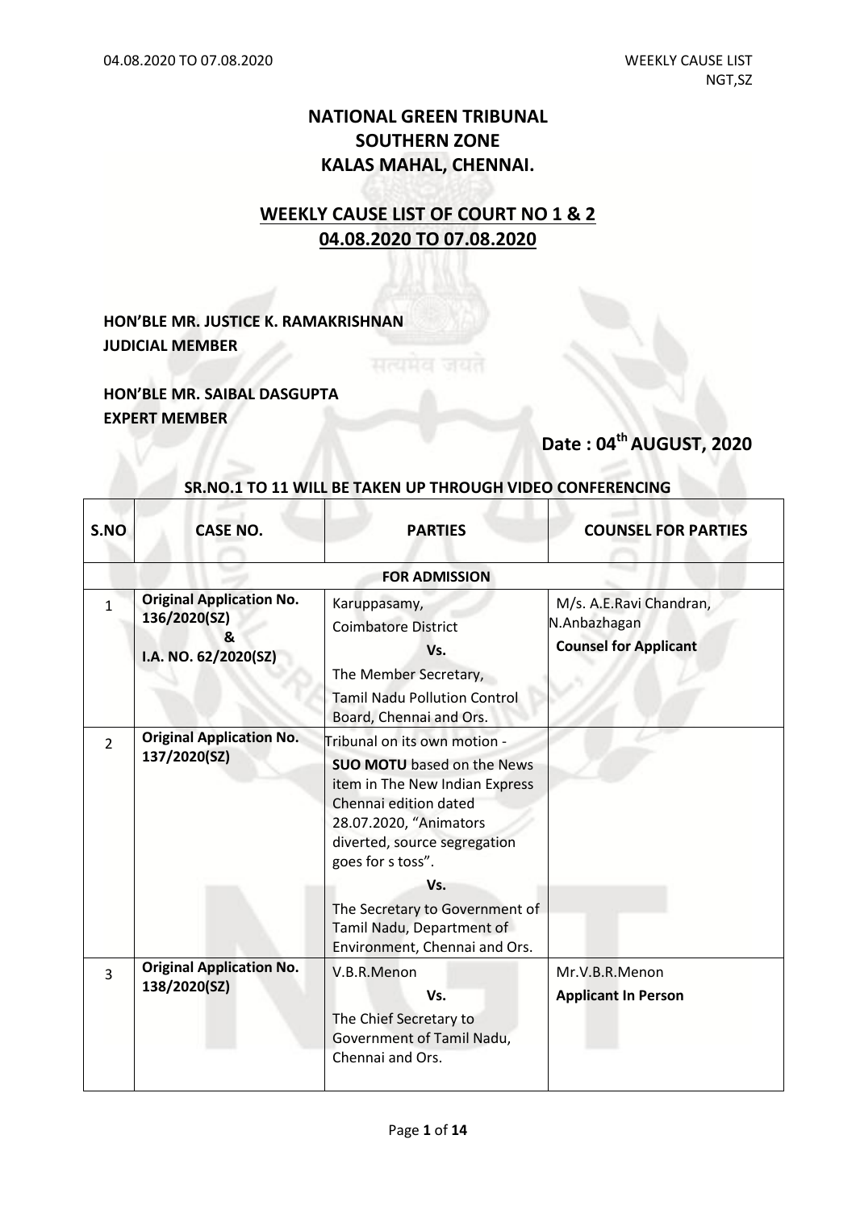# NATIONAL GREEN TRIBUNAL
# SOUTHERN ZONE
# KALAS MAHAL, CHENNAI.

## WEEKLY CAUSE LIST OF COURT NO 1 & 2
## 04.08.2020 TO 07.08.2020

**HON'BLE MR. JUSTICE K. RAMAKRISHNAN**
**JUDICIAL MEMBER**

**HON'BLE MR. SAIBAL DASGUPTA**
**EXPERT MEMBER**

**Date : 04th AUGUST, 2020**

**SR.NO.1 TO 11 WILL BE TAKEN UP THROUGH VIDEO CONFERENCING**

| S.NO | CASE NO. | PARTIES | COUNSEL FOR PARTIES |
|---|---|---|---|
| | | **FOR ADMISSION** | |
| 1 | **Original Application No. 136/2020(SZ) & I.A. NO. 62/2020(SZ)** | Karuppasamy, Coimbatore District **Vs.** The Member Secretary, Tamil Nadu Pollution Control Board, Chennai and Ors. | M/s. A.E.Ravi Chandran, N.Anbazhagan **Counsel for Applicant** |
| 2 | **Original Application No. 137/2020(SZ)** | Tribunal on its own motion - **SUO MOTU** based on the News item in The New Indian Express Chennai edition dated 28.07.2020, "Animators diverted, source segregation goes for s toss". **Vs.** The Secretary to Government of Tamil Nadu, Department of Environment, Chennai and Ors. | |
| 3 | **Original Application No. 138/2020(SZ)** | V.B.R.Menon **Vs.** The Chief Secretary to Government of Tamil Nadu, Chennai and Ors. | Mr.V.B.R.Menon **Applicant In Person** |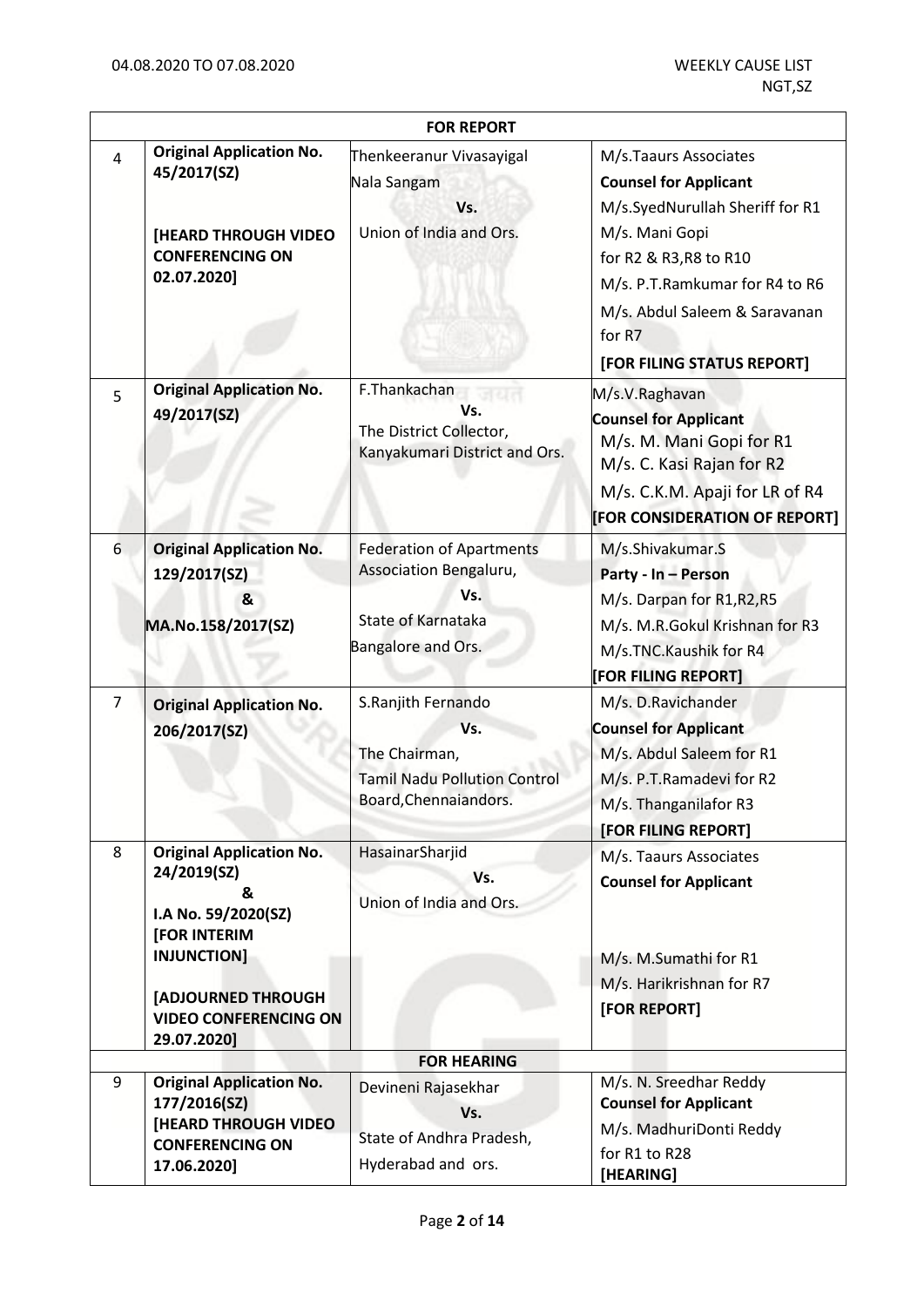| | | | |
|---|---|---|---|
| **FOR REPORT** | | | |
| 4 | **Original Application No. 45/2017(SZ)**<br><br>**[HEARD THROUGH VIDEO CONFERENCING ON 02.07.2020]** | Thenkeeranur Vivasayigal Nala Sangam<br>Vs.<br>Union of India and Ors. | M/s.Taaurs Associates<br>**Counsel for Applicant**<br>M/s.SyedNurullah Sheriff for R1<br>M/s. Mani Gopi for R2 & R3,R8 to R10<br>M/s. P.T.Ramkumar for R4 to R6<br>M/s. Abdul Saleem & Saravanan for R7<br>**[FOR FILING STATUS REPORT]** |
| 5 | **Original Application No. 49/2017(SZ)** | F.Thankachan<br>Vs.<br>The District Collector, Kanyakumari District and Ors. | M/s.V.Raghavan<br>**Counsel for Applicant**<br>M/s. M. Mani Gopi for R1<br>M/s. C. Kasi Rajan for R2<br>M/s. C.K.M. Apaji for LR of R4<br>**[FOR CONSIDERATION OF REPORT]** |
| 6 | **Original Application No. 129/2017(SZ)**<br>**&**<br>**MA.No.158/2017(SZ)** | Federation of Apartments Association Bengaluru,<br>Vs.<br>State of Karnataka Bangalore and Ors. | M/s.Shivakumar.S<br>**Party - In – Person**<br>M/s. Darpan for R1,R2,R5<br>M/s. M.R.Gokul Krishnan for R3<br>M/s.TNC.Kaushik for R4<br>**[FOR FILING REPORT]** |
| 7 | **Original Application No. 206/2017(SZ)** | S.Ranjith Fernando<br>Vs.<br>The Chairman, Tamil Nadu Pollution Control Board,Chennaiandors. | M/s. D.Ravichander<br>**Counsel for Applicant**<br>M/s. Abdul Saleem for R1<br>M/s. P.T.Ramadevi for R2<br>M/s. Thanganilafor R3<br>**[FOR FILING REPORT]** |
| 8 | **Original Application No. 24/2019(SZ)**<br>**&**<br>**I.A No. 59/2020(SZ) [FOR INTERIM INJUNCTION]**<br><br>**[ADJOURNED THROUGH VIDEO CONFERENCING ON 29.07.2020]** | HasainarSharjid<br>Vs.<br>Union of India and Ors. | M/s. Taaurs Associates<br>**Counsel for Applicant**<br><br>M/s. M.Sumathi for R1<br>M/s. Harikrishnan for R7<br>**[FOR REPORT]** |
| **FOR HEARING** | | | |
| 9 | **Original Application No. 177/2016(SZ)**<br>**[HEARD THROUGH VIDEO CONFERENCING ON 17.06.2020]** | Devineni Rajasekhar<br>Vs.<br>State of Andhra Pradesh, Hyderabad and ors. | M/s. N. Sreedhar Reddy<br>**Counsel for Applicant**<br>M/s. MadhuriDonti Reddy for R1 to R28<br>**[HEARING]** |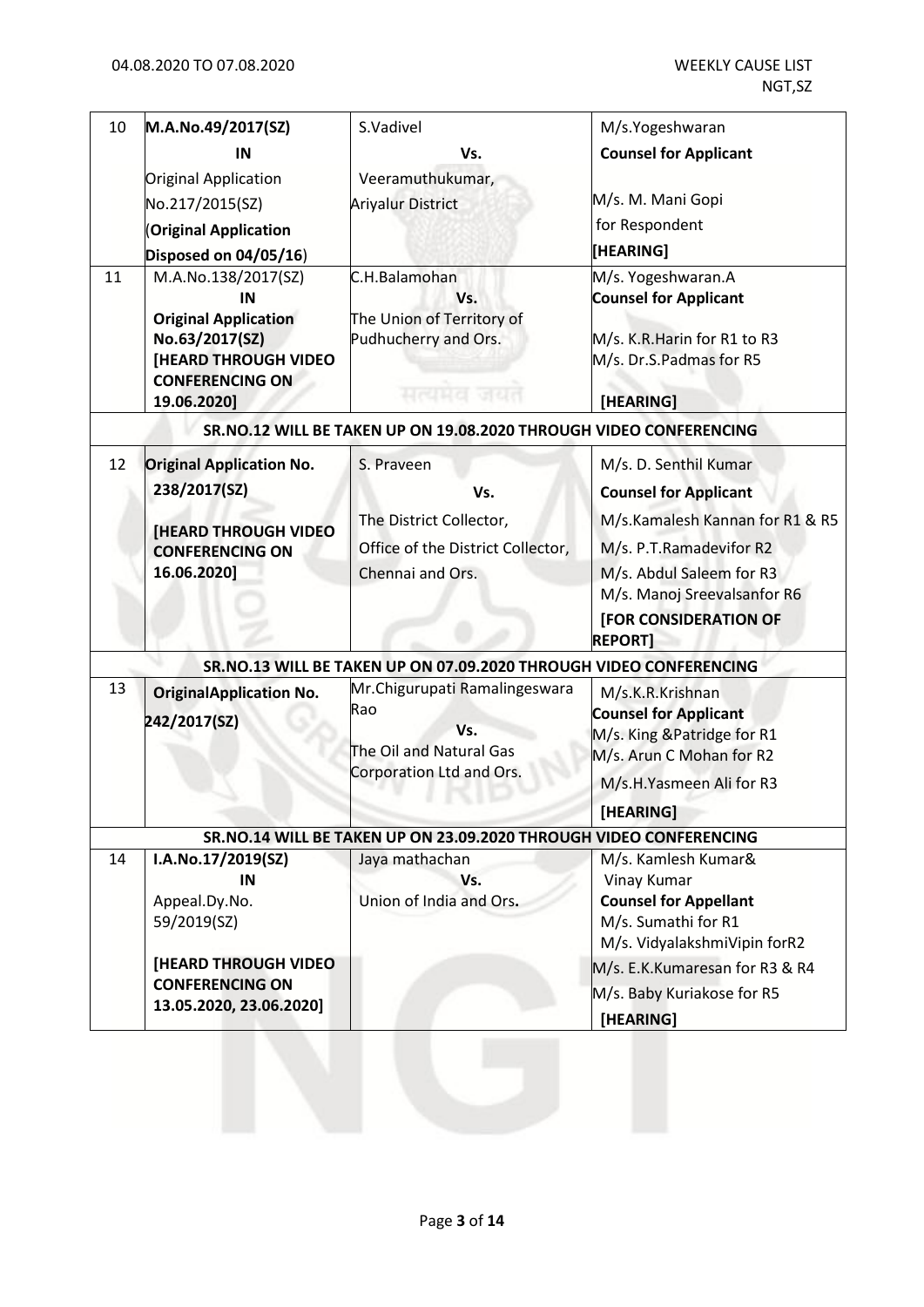| 10 | **M.A.No.49/2017(SZ)** **IN** Original Application No.217/2015(SZ) (**Original Application Disposed on 04/05/16**) | S.Vadivel **Vs.** Veeramuthukumar, Ariyalur District | M/s.Yogeshwaran **Counsel for Applicant** M/s. M. Mani Gopi for Respondent **[HEARING]** |
|---|---|---|---|
| 11 | M.A.No.138/2017(SZ) **IN** **Original Application No.63/2017(SZ)** **[HEARD THROUGH VIDEO CONFERENCING ON 19.06.2020]** | C.H.Balamohan **Vs.** The Union of Territory of Pudhucherry and Ors. | M/s. Yogeshwaran.A **Counsel for Applicant** M/s. K.R.Harin for R1 to R3 M/s. Dr.S.Padmas for R5 **[HEARING]** |
| | **SR.NO.12 WILL BE TAKEN UP ON 19.08.2020 THROUGH VIDEO CONFERENCING** | | |
| 12 | **Original Application No. 238/2017(SZ)** **[HEARD THROUGH VIDEO CONFERENCING ON 16.06.2020]** | S. Praveen **Vs.** The District Collector, Office of the District Collector, Chennai and Ors. | M/s. D. Senthil Kumar **Counsel for Applicant** M/s.Kamalesh Kannan for R1 & R5 M/s. P.T.Ramadevifor R2 M/s. Abdul Saleem for R3 M/s. Manoj Sreevalsanfor R6 **[FOR CONSIDERATION OF REPORT]** |
| | **SR.NO.13 WILL BE TAKEN UP ON 07.09.2020 THROUGH VIDEO CONFERENCING** | | |
| 13 | **OriginalApplication No. 242/2017(SZ)** | Mr.Chigurupati Ramalingeswara Rao **Vs.** The Oil and Natural Gas Corporation Ltd and Ors. | M/s.K.R.Krishnan **Counsel for Applicant** M/s. King &Patridge for R1 M/s. Arun C Mohan for R2 M/s.H.Yasmeen Ali for R3 **[HEARING]** |
| | **SR.NO.14 WILL BE TAKEN UP ON 23.09.2020 THROUGH VIDEO CONFERENCING** | | |
| 14 | **I.A.No.17/2019(SZ)** **IN** Appeal.Dy.No. 59/2019(SZ) **[HEARD THROUGH VIDEO CONFERENCING ON 13.05.2020, 23.06.2020]** | Jaya mathachan **Vs.** Union of India and Ors**.** | M/s. Kamlesh Kumar& Vinay Kumar **Counsel for Appellant** M/s. Sumathi for R1 M/s. VidyalakshmiVipin forR2 M/s. E.K.Kumaresan for R3 & R4 M/s. Baby Kuriakose for R5 **[HEARING]** |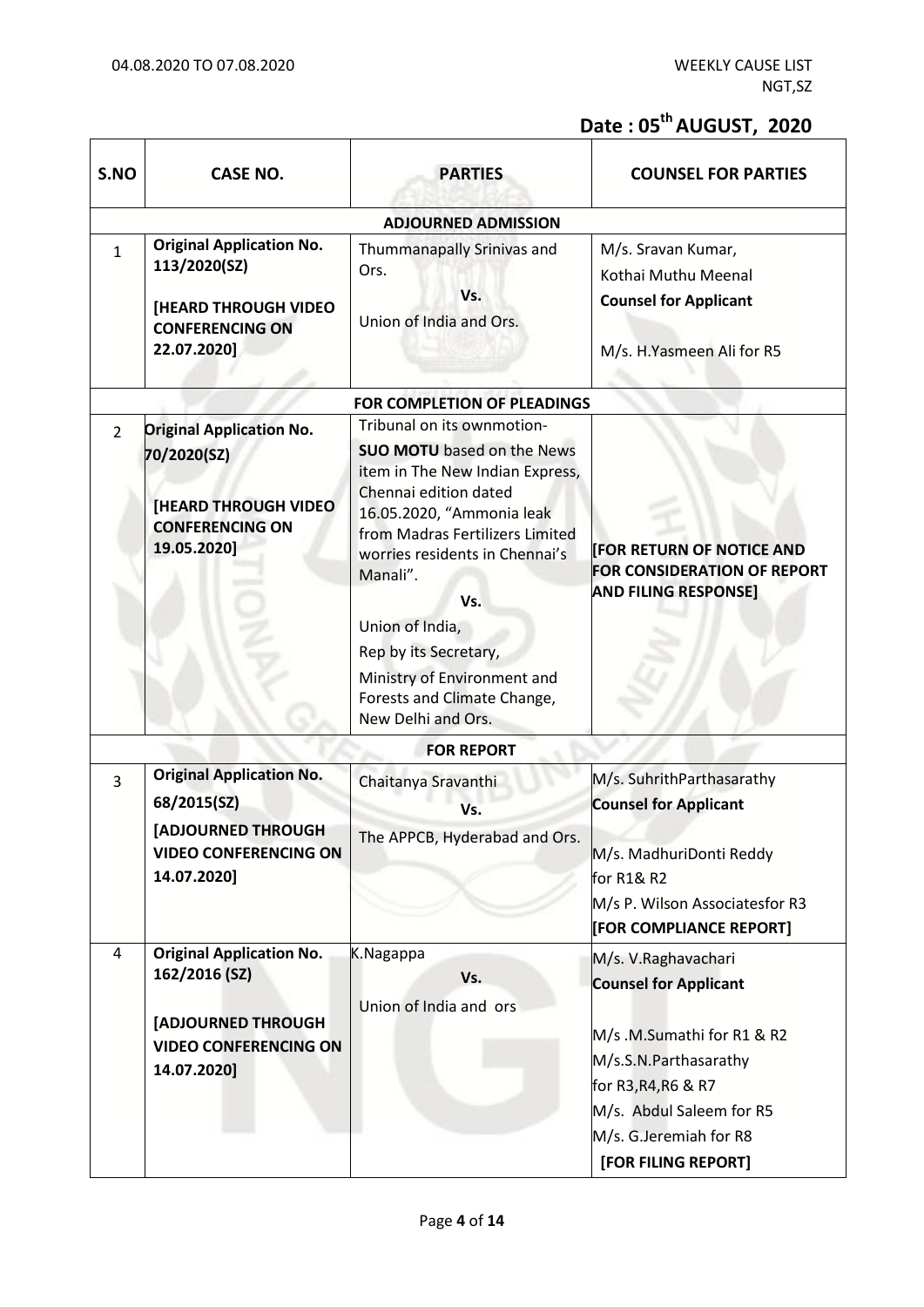## Date : 05th AUGUST, 2020

| S.NO | CASE NO. | PARTIES | COUNSEL FOR PARTIES |
|---|---|---|---|
| **ADJOURNED ADMISSION** | | | |
| 1 | **Original Application No. 113/2020(SZ)** **[HEARD THROUGH VIDEO CONFERENCING ON 22.07.2020]** | Thummanapally Srinivas and Ors. **Vs.** Union of India and Ors. | M/s. Sravan Kumar, Kothai Muthu Meenal **Counsel for Applicant** M/s. H.Yasmeen Ali for R5 |
| **FOR COMPLETION OF PLEADINGS** | | | |
| 2 | **Original Application No. 70/2020(SZ)** **[HEARD THROUGH VIDEO CONFERENCING ON 19.05.2020]** | Tribunal on its ownmotion- **SUO MOTU** based on the News item in The New Indian Express, Chennai edition dated 16.05.2020, "Ammonia leak from Madras Fertilizers Limited worries residents in Chennai's Manali". **Vs.** Union of India, Rep by its Secretary, Ministry of Environment and Forests and Climate Change, New Delhi and Ors. | **[FOR RETURN OF NOTICE AND FOR CONSIDERATION OF REPORT AND FILING RESPONSE]** |
| **FOR REPORT** | | | |
| 3 | **Original Application No. 68/2015(SZ)** **[ADJOURNED THROUGH VIDEO CONFERENCING ON 14.07.2020]** | Chaitanya Sravanthi **Vs.** The APPCB, Hyderabad and Ors. | M/s. SuhrithParthasarathy **Counsel for Applicant** M/s. MadhuriDonti Reddy for R1& R2 M/s P. Wilson Associatesfor R3 **[FOR COMPLIANCE REPORT]** |
| 4 | **Original Application No. 162/2016 (SZ)** **[ADJOURNED THROUGH VIDEO CONFERENCING ON 14.07.2020]** | K.Nagappa **Vs.** Union of India and ors | M/s. V.Raghavachari **Counsel for Applicant** M/s .M.Sumathi for R1 & R2 M/s.S.N.Parthasarathy for R3,R4,R6 & R7 M/s. Abdul Saleem for R5 M/s. G.Jeremiah for R8 **[FOR FILING REPORT]** |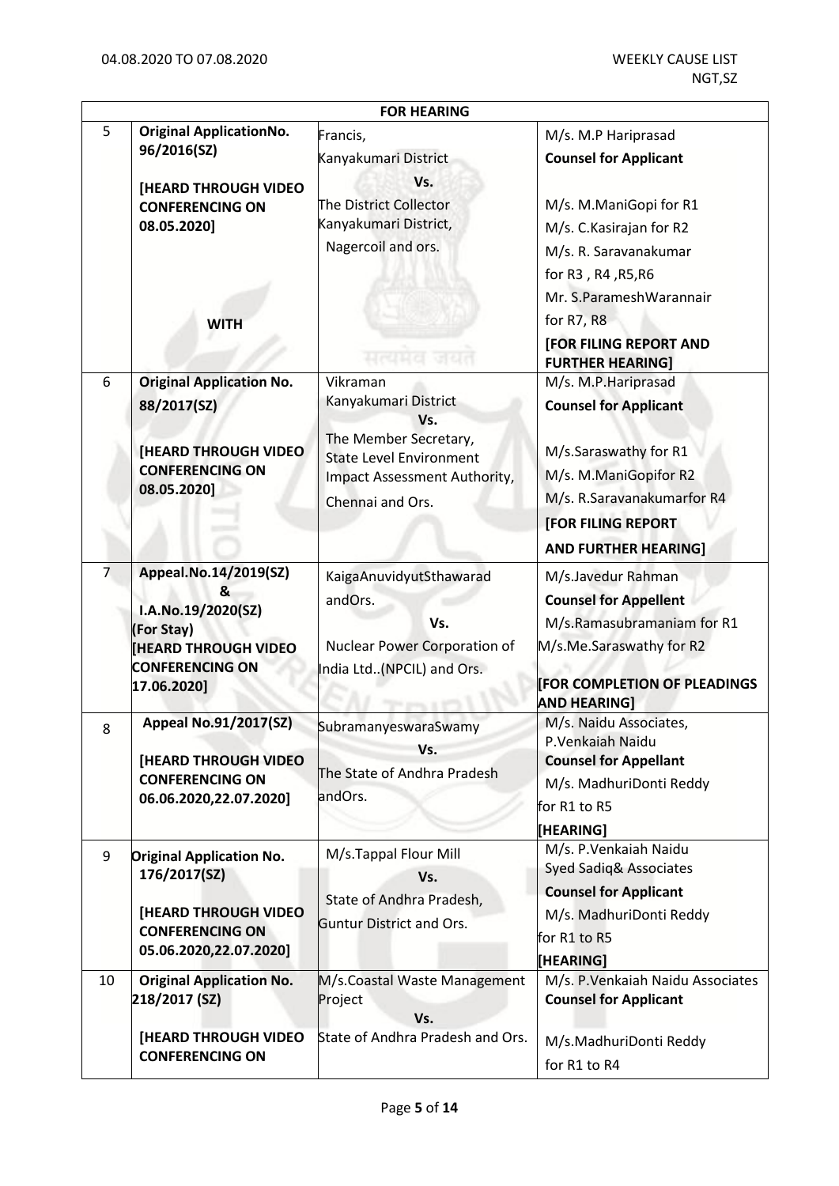| FOR HEARING | | | |
|---|---|---|---|
| 5 | **Original ApplicationNo. 96/2016(SZ)**<br><br>**[HEARD THROUGH VIDEO CONFERENCING ON 08.05.2020]**<br><br>**WITH** | Francis,<br>Kanyakumari District<br>**Vs.**<br>The District Collector<br>Kanyakumari District,<br>Nagercoil and ors. | M/s. M.P Hariprasad<br>**Counsel for Applicant**<br><br>M/s. M.ManiGopi for R1<br>M/s. C.Kasirajan for R2<br>M/s. R. Saravanakumar for R3 , R4 ,R5,R6<br>Mr. S.ParameshWarannair for R7, R8<br>**[FOR FILING REPORT AND FURTHER HEARING]** |
| 6 | **Original Application No. 88/2017(SZ)**<br><br>**[HEARD THROUGH VIDEO CONFERENCING ON 08.05.2020]** | Vikraman<br>Kanyakumari District<br>**Vs.**<br>The Member Secretary,<br>State Level Environment Impact Assessment Authority,<br>Chennai and Ors. | M/s. M.P.Hariprasad<br>**Counsel for Applicant**<br><br>M/s.Saraswathy for R1<br>M/s. M.ManiGopifor R2<br>M/s. R.Saravanakumarfor R4<br>**[FOR FILING REPORT AND FURTHER HEARING]** |
| 7 | **Appeal.No.14/2019(SZ) & I.A.No.19/2020(SZ) (For Stay)**<br>**[HEARD THROUGH VIDEO CONFERENCING ON 17.06.2020]** | KaigaAnuvidyutSthawarad andOrs.<br>**Vs.**<br>Nuclear Power Corporation of India Ltd..(NPCIL) and Ors. | M/s.Javedur Rahman<br>**Counsel for Appellent**<br>M/s.Ramasubramaniam for R1<br>M/s.Me.Saraswathy for R2<br><br>**[FOR COMPLETION OF PLEADINGS AND HEARING]** |
| 8 | **Appeal No.91/2017(SZ)**<br><br>**[HEARD THROUGH VIDEO CONFERENCING ON 06.06.2020,22.07.2020]** | SubramanyeswaraSwamy<br>**Vs.**<br>The State of Andhra Pradesh andOrs. | M/s. Naidu Associates, P.Venkaiah Naidu<br>**Counsel for Appellant**<br>M/s. MadhuriDonti Reddy for R1 to R5<br>**[HEARING]** |
| 9 | **Original Application No. 176/2017(SZ)**<br><br>**[HEARD THROUGH VIDEO CONFERENCING ON 05.06.2020,22.07.2020]** | M/s.Tappal Flour Mill<br>**Vs.**<br>State of Andhra Pradesh, Guntur District and Ors. | M/s. P.Venkaiah Naidu Syed Sadiq& Associates<br>**Counsel for Applicant**<br>M/s. MadhuriDonti Reddy for R1 to R5<br>**[HEARING]** |
| 10 | **Original Application No. 218/2017 (SZ)**<br><br>**[HEARD THROUGH VIDEO CONFERENCING ON** | M/s.Coastal Waste Management Project<br>**Vs.**<br>State of Andhra Pradesh and Ors. | M/s. P.Venkaiah Naidu Associates<br>**Counsel for Applicant**<br><br>M/s.MadhuriDonti Reddy for R1 to R4 |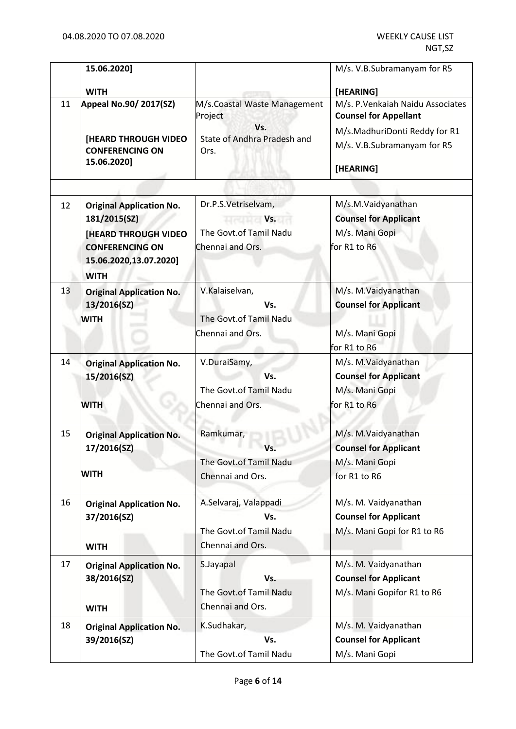|  |  |  |  |
|---|---|---|---|
|  | 15.06.2020]<br><br>**WITH** |  | M/s. V.B.Subramanyam for R5<br><br>**[HEARING]** |
| 11 | **Appeal No.90/ 2017(SZ)**<br><br>**[HEARD THROUGH VIDEO CONFERENCING ON 15.06.2020]** | M/s.Coastal Waste Management Project<br>**Vs.**<br>State of Andhra Pradesh and Ors. | M/s. P.Venkaiah Naidu Associates **Counsel for Appellant**<br>M/s.MadhuriDonti Reddy for R1<br>M/s. V.B.Subramanyam for R5<br><br>**[HEARING]** |
|  |  |  |  |
| 12 | **Original Application No. 181/2015(SZ)**<br>**[HEARD THROUGH VIDEO CONFERENCING ON 15.06.2020,13.07.2020]**<br>**WITH** | Dr.P.S.Vetriselvam,<br>**Vs.**<br>The Govt.of Tamil Nadu Chennai and Ors. | M/s.M.Vaidyanathan<br>**Counsel for Applicant**<br>M/s. Mani Gopi for R1 to R6 |
| 13 | **Original Application No. 13/2016(SZ)**<br>**WITH** | V.Kalaiselvan,<br>**Vs.**<br>The Govt.of Tamil Nadu Chennai and Ors. | M/s. M.Vaidyanathan<br>**Counsel for Applicant**<br><br>M/s. Mani Gopi for R1 to R6 |
| 14 | **Original Application No. 15/2016(SZ)**<br><br>**WITH** | V.DuraiSamy,<br>**Vs.**<br>The Govt.of Tamil Nadu Chennai and Ors. | M/s. M.Vaidyanathan<br>**Counsel for Applicant**<br>M/s. Mani Gopi for R1 to R6 |
| 15 | **Original Application No. 17/2016(SZ)**<br><br>**WITH** | Ramkumar,<br>**Vs.**<br>The Govt.of Tamil Nadu Chennai and Ors. | M/s. M.Vaidyanathan<br>**Counsel for Applicant**<br>M/s. Mani Gopi for R1 to R6 |
| 16 | **Original Application No. 37/2016(SZ)**<br><br>**WITH** | A.Selvaraj, Valappadi<br>**Vs.**<br>The Govt.of Tamil Nadu Chennai and Ors. | M/s. M. Vaidyanathan<br>**Counsel for Applicant**<br>M/s. Mani Gopi for R1 to R6 |
| 17 | **Original Application No. 38/2016(SZ)**<br><br>**WITH** | S.Jayapal<br>**Vs.**<br>The Govt.of Tamil Nadu Chennai and Ors. | M/s. M. Vaidyanathan<br>**Counsel for Applicant**<br>M/s. Mani Gopifor R1 to R6 |
| 18 | **Original Application No. 39/2016(SZ)** | K.Sudhakar,<br>**Vs.**<br>The Govt.of Tamil Nadu | M/s. M. Vaidyanathan<br>**Counsel for Applicant**<br>M/s. Mani Gopi |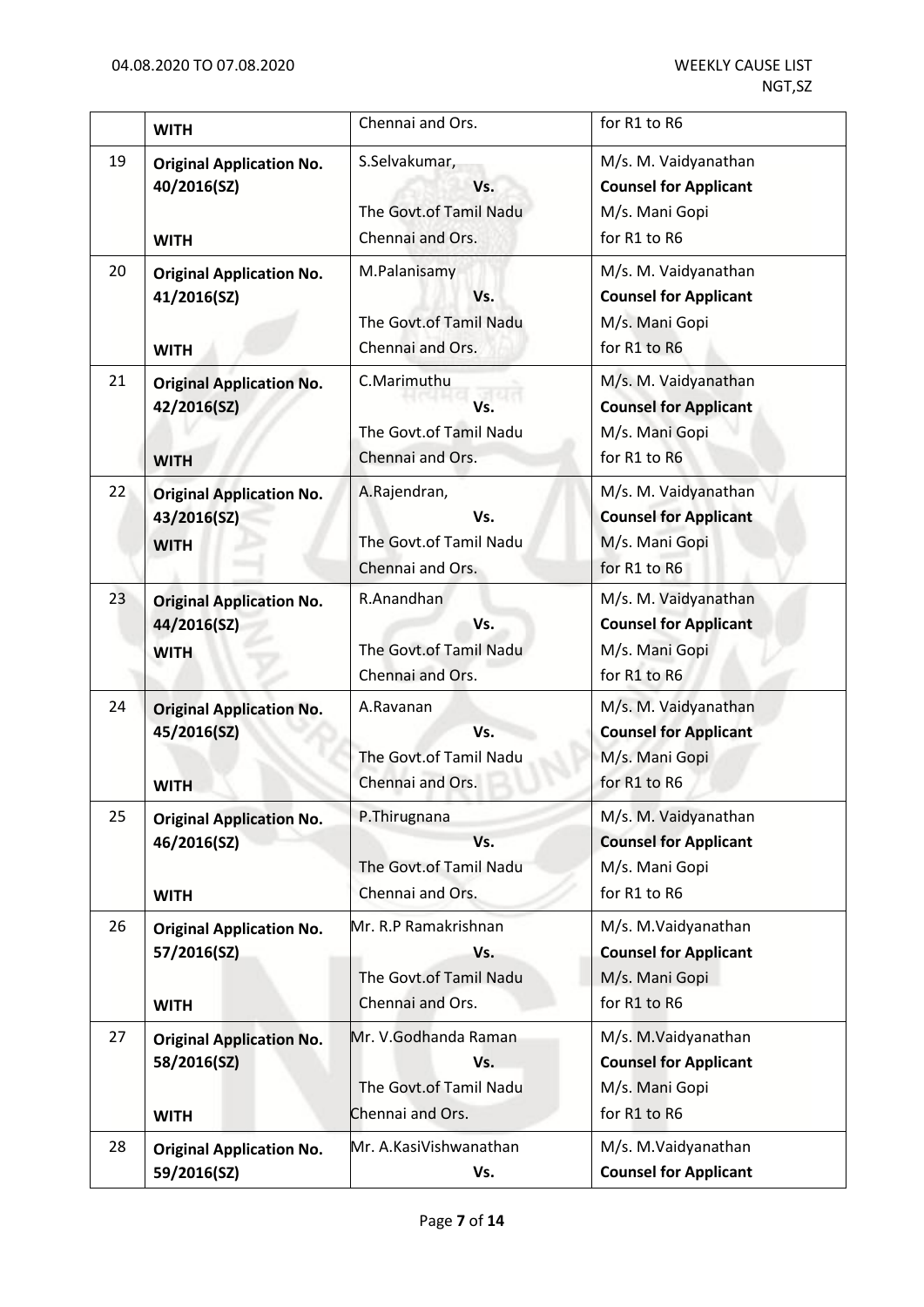| | | | |
|---|---|---|---|
| | **WITH** | Chennai and Ors. | for R1 to R6 |
| 19 | **Original Application No. 40/2016(SZ)**<br><br>**WITH** | S.Selvakumar,<br>**Vs.**<br>The Govt.of Tamil Nadu Chennai and Ors. | M/s. M. Vaidyanathan<br>**Counsel for Applicant**<br>M/s. Mani Gopi<br>for R1 to R6 |
| 20 | **Original Application No. 41/2016(SZ)**<br><br>**WITH** | M.Palanisamy<br>**Vs.**<br>The Govt.of Tamil Nadu Chennai and Ors. | M/s. M. Vaidyanathan<br>**Counsel for Applicant**<br>M/s. Mani Gopi<br>for R1 to R6 |
| 21 | **Original Application No. 42/2016(SZ)**<br><br>**WITH** | C.Marimuthu<br>**Vs.**<br>The Govt.of Tamil Nadu Chennai and Ors. | M/s. M. Vaidyanathan<br>**Counsel for Applicant**<br>M/s. Mani Gopi<br>for R1 to R6 |
| 22 | **Original Application No. 43/2016(SZ)**<br>**WITH** | A.Rajendran,<br>**Vs.**<br>The Govt.of Tamil Nadu Chennai and Ors. | M/s. M. Vaidyanathan<br>**Counsel for Applicant**<br>M/s. Mani Gopi<br>for R1 to R6 |
| 23 | **Original Application No. 44/2016(SZ)**<br>**WITH** | R.Anandhan<br>**Vs.**<br>The Govt.of Tamil Nadu Chennai and Ors. | M/s. M. Vaidyanathan<br>**Counsel for Applicant**<br>M/s. Mani Gopi<br>for R1 to R6 |
| 24 | **Original Application No. 45/2016(SZ)**<br><br>**WITH** | A.Ravanan<br>**Vs.**<br>The Govt.of Tamil Nadu Chennai and Ors. | M/s. M. Vaidyanathan<br>**Counsel for Applicant**<br>M/s. Mani Gopi<br>for R1 to R6 |
| 25 | **Original Application No. 46/2016(SZ)**<br><br>**WITH** | P.Thirugnana<br>**Vs.**<br>The Govt.of Tamil Nadu Chennai and Ors. | M/s. M. Vaidyanathan<br>**Counsel for Applicant**<br>M/s. Mani Gopi<br>for R1 to R6 |
| 26 | **Original Application No. 57/2016(SZ)**<br><br>**WITH** | Mr. R.P Ramakrishnan<br>**Vs.**<br>The Govt.of Tamil Nadu Chennai and Ors. | M/s. M.Vaidyanathan<br>**Counsel for Applicant**<br>M/s. Mani Gopi<br>for R1 to R6 |
| 27 | **Original Application No. 58/2016(SZ)**<br><br>**WITH** | Mr. V.Godhanda Raman<br>**Vs.**<br>The Govt.of Tamil Nadu Chennai and Ors. | M/s. M.Vaidyanathan<br>**Counsel for Applicant**<br>M/s. Mani Gopi<br>for R1 to R6 |
| 28 | **Original Application No. 59/2016(SZ)** | Mr. A.KasiVishwanathan<br>**Vs.** | M/s. M.Vaidyanathan<br>**Counsel for Applicant** |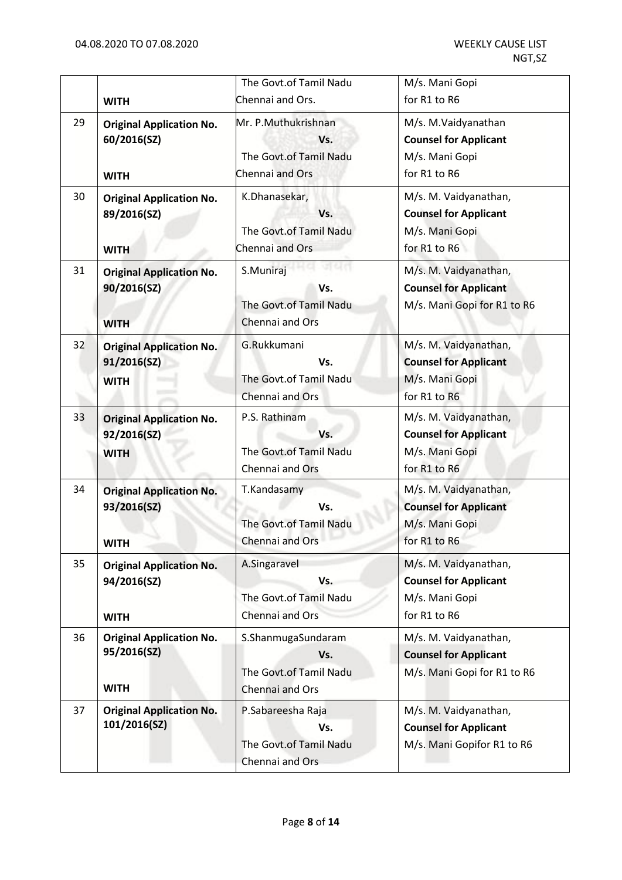| | | | |
|---|---|---|---|
| | **WITH** | The Govt.of Tamil Nadu Chennai and Ors. | M/s. Mani Gopi for R1 to R6 |
| 29 | **Original Application No. 60/2016(SZ)** **WITH** | Mr. P.Muthukrishnan **Vs.** The Govt.of Tamil Nadu Chennai and Ors | M/s. M.Vaidyanathan **Counsel for Applicant** M/s. Mani Gopi for R1 to R6 |
| 30 | **Original Application No. 89/2016(SZ)** **WITH** | K.Dhanasekar, **Vs.** The Govt.of Tamil Nadu Chennai and Ors | M/s. M. Vaidyanathan, **Counsel for Applicant** M/s. Mani Gopi for R1 to R6 |
| 31 | **Original Application No. 90/2016(SZ)** **WITH** | S.Muniraj **Vs.** The Govt.of Tamil Nadu Chennai and Ors | M/s. M. Vaidyanathan, **Counsel for Applicant** M/s. Mani Gopi for R1 to R6 |
| 32 | **Original Application No. 91/2016(SZ)** **WITH** | G.Rukkumani **Vs.** The Govt.of Tamil Nadu Chennai and Ors | M/s. M. Vaidyanathan, **Counsel for Applicant** M/s. Mani Gopi for R1 to R6 |
| 33 | **Original Application No. 92/2016(SZ)** **WITH** | P.S. Rathinam **Vs.** The Govt.of Tamil Nadu Chennai and Ors | M/s. M. Vaidyanathan, **Counsel for Applicant** M/s. Mani Gopi for R1 to R6 |
| 34 | **Original Application No. 93/2016(SZ)** **WITH** | T.Kandasamy **Vs.** The Govt.of Tamil Nadu Chennai and Ors | M/s. M. Vaidyanathan, **Counsel for Applicant** M/s. Mani Gopi for R1 to R6 |
| 35 | **Original Application No. 94/2016(SZ)** **WITH** | A.Singaravel **Vs.** The Govt.of Tamil Nadu Chennai and Ors | M/s. M. Vaidyanathan, **Counsel for Applicant** M/s. Mani Gopi for R1 to R6 |
| 36 | **Original Application No. 95/2016(SZ)** **WITH** | S.ShanmugaSundaram **Vs.** The Govt.of Tamil Nadu Chennai and Ors | M/s. M. Vaidyanathan, **Counsel for Applicant** M/s. Mani Gopi for R1 to R6 |
| 37 | **Original Application No. 101/2016(SZ)** | P.Sabareesha Raja **Vs.** The Govt.of Tamil Nadu Chennai and Ors | M/s. M. Vaidyanathan, **Counsel for Applicant** M/s. Mani Gopifor R1 to R6 |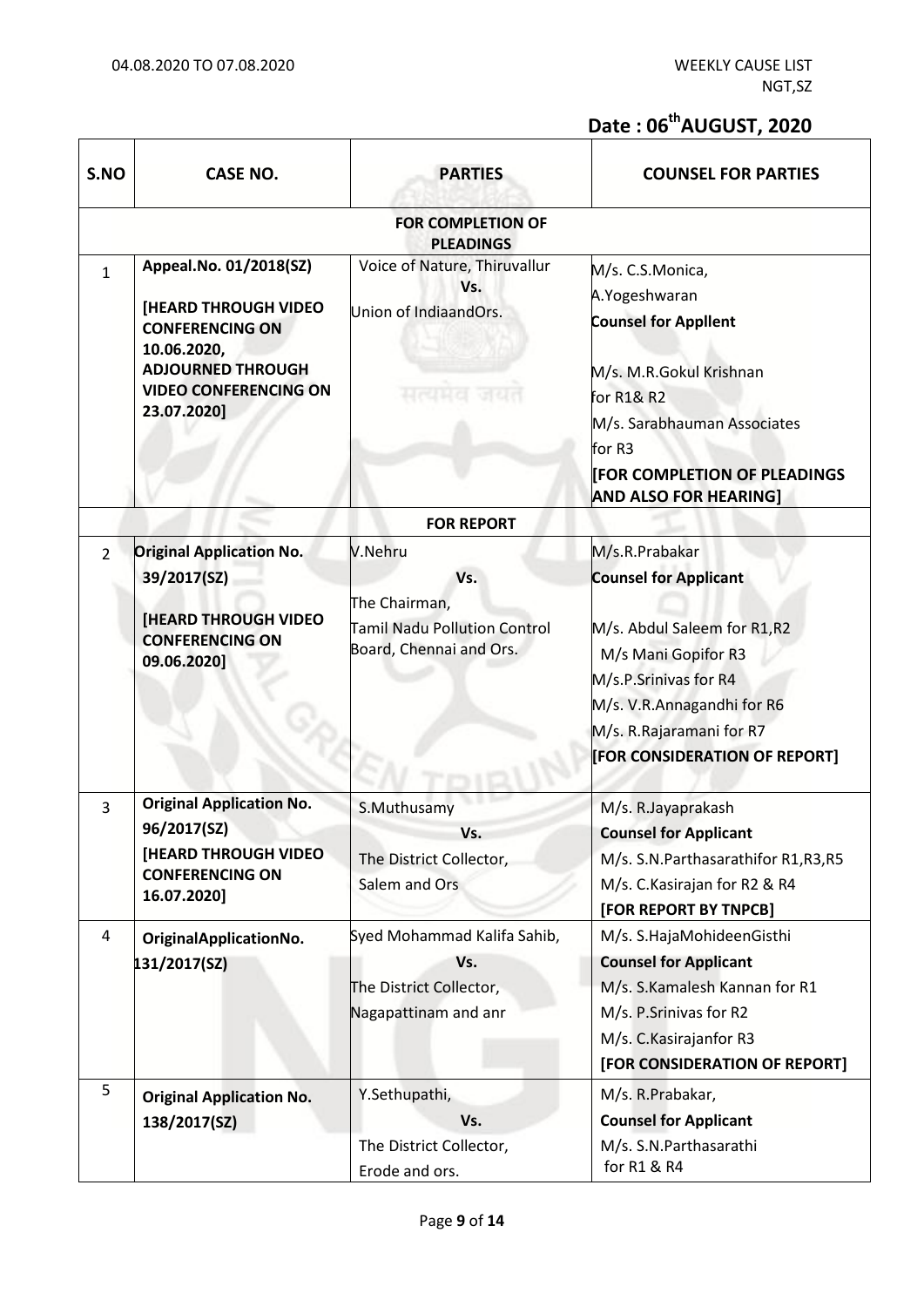Date : 06[th] AUGUST, 2020

| S.NO | CASE NO. | PARTIES | COUNSEL FOR PARTIES |
|---|---|---|---|
| | | **FOR COMPLETION OF PLEADINGS** | |
| 1 | **Appeal.No. 01/2018(SZ)** **[HEARD THROUGH VIDEO CONFERENCING ON 10.06.2020, ADJOURNED THROUGH VIDEO CONFERENCING ON 23.07.2020]** | Voice of Nature, Thiruvallur **Vs.** Union of IndiaandOrs. | M/s. C.S.Monica, A.Yogeshwaran **Counsel for Appllent** M/s. M.R.Gokul Krishnan for R1& R2 M/s. Sarabhauman Associates for R3 **[FOR COMPLETION OF PLEADINGS AND ALSO FOR HEARING]** |
| | | **FOR REPORT** | |
| 2 | **Original Application No. 39/2017(SZ)** **[HEARD THROUGH VIDEO CONFERENCING ON 09.06.2020]** | V.Nehru **Vs.** The Chairman, Tamil Nadu Pollution Control Board, Chennai and Ors. | M/s.R.Prabakar **Counsel for Applicant** M/s. Abdul Saleem for R1,R2 M/s Mani Gopifor R3 M/s.P.Srinivas for R4 M/s. V.R.Annagandhi for R6 M/s. R.Rajaramani for R7 **[FOR CONSIDERATION OF REPORT]** |
| 3 | **Original Application No. 96/2017(SZ)** **[HEARD THROUGH VIDEO CONFERENCING ON 16.07.2020]** | S.Muthusamy **Vs.** The District Collector, Salem and Ors | M/s. R.Jayaprakash **Counsel for Applicant** M/s. S.N.Parthasarathifor R1,R3,R5 M/s. C.Kasirajan for R2 & R4 **[FOR REPORT BY TNPCB]** |
| 4 | **OriginalApplicationNo. 131/2017(SZ)** | Syed Mohammad Kalifa Sahib, **Vs.** The District Collector, Nagapattinam and anr | M/s. S.HajaMohideenGisthi **Counsel for Applicant** M/s. S.Kamalesh Kannan for R1 M/s. P.Srinivas for R2 M/s. C.Kasirajanfor R3 **[FOR CONSIDERATION OF REPORT]** |
| 5 | **Original Application No. 138/2017(SZ)** | Y.Sethupathi, **Vs.** The District Collector, Erode and ors. | M/s. R.Prabakar, **Counsel for Applicant** M/s. S.N.Parthasarathi for R1 & R4 |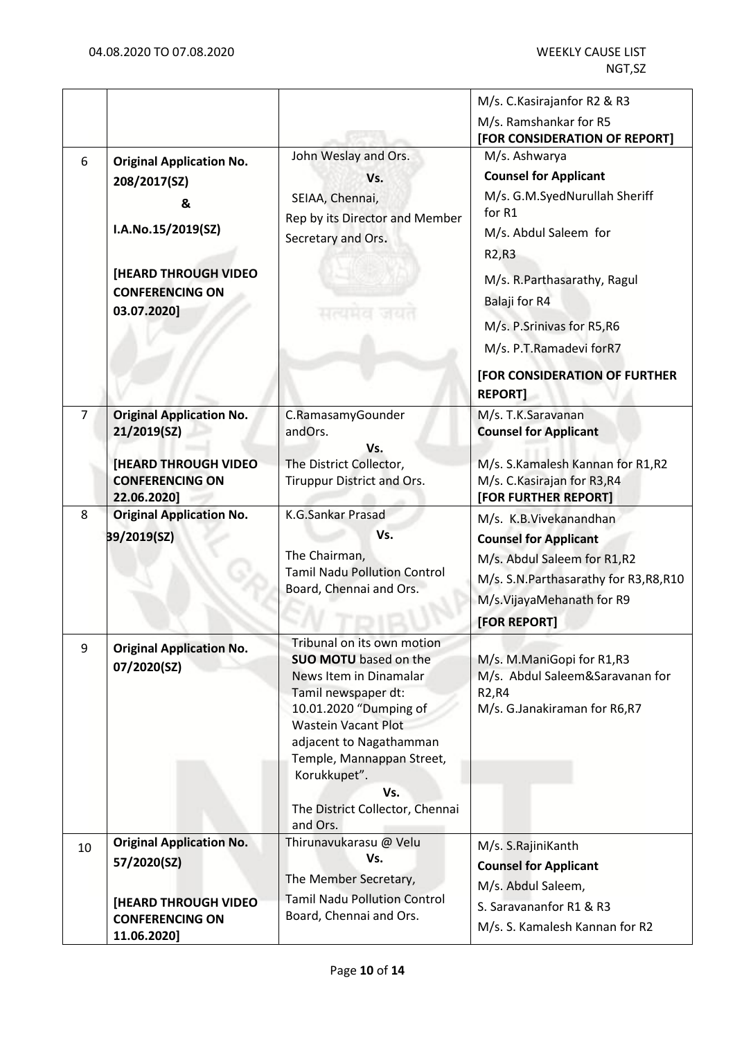|  |  |  | M/s. C.Kasirajanfor R2 & R3<br>M/s. Ramshankar for R5<br>**[FOR CONSIDERATION OF REPORT]** |
|---|---|---|---|
| 6 | **Original Application No. 208/2017(SZ)**<br>**&**<br>**I.A.No.15/2019(SZ)**<br><br>**[HEARD THROUGH VIDEO CONFERENCING ON 03.07.2020]** | John Weslay and Ors.<br>**Vs.**<br>SEIAA, Chennai,<br>Rep by its Director and Member Secretary and Ors. | M/s. Ashwarya<br>**Counsel for Applicant**<br>M/s. G.M.SyedNurullah Sheriff for R1<br>M/s. Abdul Saleem for R2,R3<br>M/s. R.Parthasarathy, Ragul Balaji for R4<br>M/s. P.Srinivas for R5,R6<br>M/s. P.T.Ramadevi forR7<br>**[FOR CONSIDERATION OF FURTHER REPORT]** |
| 7 | **Original Application No. 21/2019(SZ)**<br><br>**[HEARD THROUGH VIDEO CONFERENCING ON 22.06.2020]** | C.RamasamyGounder andOrs.<br>**Vs.**<br>The District Collector, Tiruppur District and Ors. | M/s. T.K.Saravanan<br>**Counsel for Applicant**<br>M/s. S.Kamalesh Kannan for R1,R2<br>M/s. C.Kasirajan for R3,R4<br>**[FOR FURTHER REPORT]** |
| 8 | **Original Application No. 39/2019(SZ)** | K.G.Sankar Prasad<br>**Vs.**<br>The Chairman,<br>Tamil Nadu Pollution Control Board, Chennai and Ors. | M/s. K.B.Vivekanandhan<br>**Counsel for Applicant**<br>M/s. Abdul Saleem for R1,R2<br>M/s. S.N.Parthasarathy for R3,R8,R10<br>M/s.VijayaMehanath for R9<br>**[FOR REPORT]** |
| 9 | **Original Application No. 07/2020(SZ)** | Tribunal on its own motion **SUO MOTU** based on the News Item in Dinamalar Tamil newspaper dt: 10.01.2020 "Dumping of Wastein Vacant Plot adjacent to Nagathamman Temple, Mannappan Street, Korukkupet".<br>**Vs.**<br>The District Collector, Chennai and Ors. | M/s. M.ManiGopi for R1,R3<br>M/s. Abdul Saleem&Saravanan for R2,R4<br>M/s. G.Janakiraman for R6,R7 |
| 10 | **Original Application No. 57/2020(SZ)**<br><br>**[HEARD THROUGH VIDEO CONFERENCING ON 11.06.2020]** | Thirunavukarasu @ Velu<br>**Vs.**<br>The Member Secretary,<br>Tamil Nadu Pollution Control Board, Chennai and Ors. | M/s. S.RajiniKanth<br>**Counsel for Applicant**<br>M/s. Abdul Saleem,<br>S. Saravananfor R1 & R3<br>M/s. S. Kamalesh Kannan for R2 |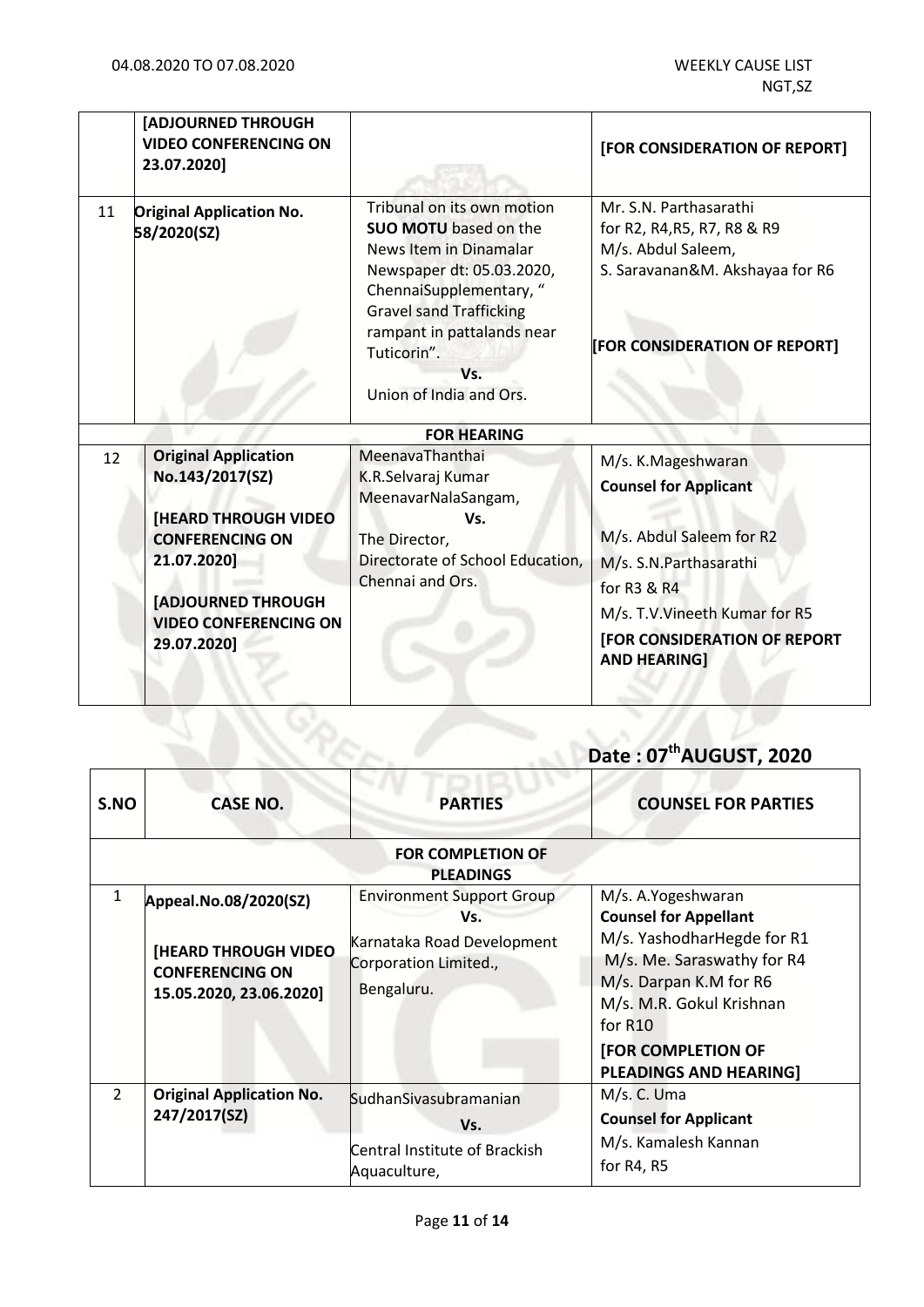| | | | |
|---|---|---|---|
| | [ADJOURNED THROUGH VIDEO CONFERENCING ON 23.07.2020] | | [FOR CONSIDERATION OF REPORT] |
| 11 | **Original Application No. 58/2020(SZ)** | Tribunal on its own motion **SUO MOTU** based on the News Item in Dinamalar Newspaper dt: 05.03.2020, ChennaiSupplementary, " Gravel sand Trafficking rampant in pattalands near Tuticorin". **Vs.** Union of India and Ors. | Mr. S.N. Parthasarathi for R2, R4,R5, R7, R8 & R9 M/s. Abdul Saleem, S. Saravanan&M. Akshayaa for R6 **[FOR CONSIDERATION OF REPORT]** |
| | | **FOR HEARING** | |
| 12 | **Original Application No.143/2017(SZ)** **[HEARD THROUGH VIDEO CONFERENCING ON 21.07.2020]** **[ADJOURNED THROUGH VIDEO CONFERENCING ON 29.07.2020]** | MeenavaThanthai K.R.Selvaraj Kumar MeenavarNalaSangam, **Vs.** The Director, Directorate of School Education, Chennai and Ors. | M/s. K.Mageshwaran **Counsel for Applicant** M/s. Abdul Saleem for R2 M/s. S.N.Parthasarathi for R3 & R4 M/s. T.V.Vineeth Kumar for R5 **[FOR CONSIDERATION OF REPORT AND HEARING]** |

## Date : 07th AUGUST, 2020

| S.NO | CASE NO. | PARTIES | COUNSEL FOR PARTIES |
|---|---|---|---|
| | | **FOR COMPLETION OF PLEADINGS** | |
| 1 | **Appeal.No.08/2020(SZ)** **[HEARD THROUGH VIDEO CONFERENCING ON 15.05.2020, 23.06.2020]** | Environment Support Group **Vs.** Karnataka Road Development Corporation Limited., Bengaluru. | M/s. A.Yogeshwaran **Counsel for Appellant** M/s. YashodharHegde for R1 M/s. Me. Saraswathy for R4 M/s. Darpan K.M for R6 M/s. M.R. Gokul Krishnan for R10 **[FOR COMPLETION OF PLEADINGS AND HEARING]** |
| 2 | **Original Application No. 247/2017(SZ)** | SudhanSivasubramanian **Vs.** Central Institute of Brackish Aquaculture, | M/s. C. Uma **Counsel for Applicant** M/s. Kamalesh Kannan for R4, R5 |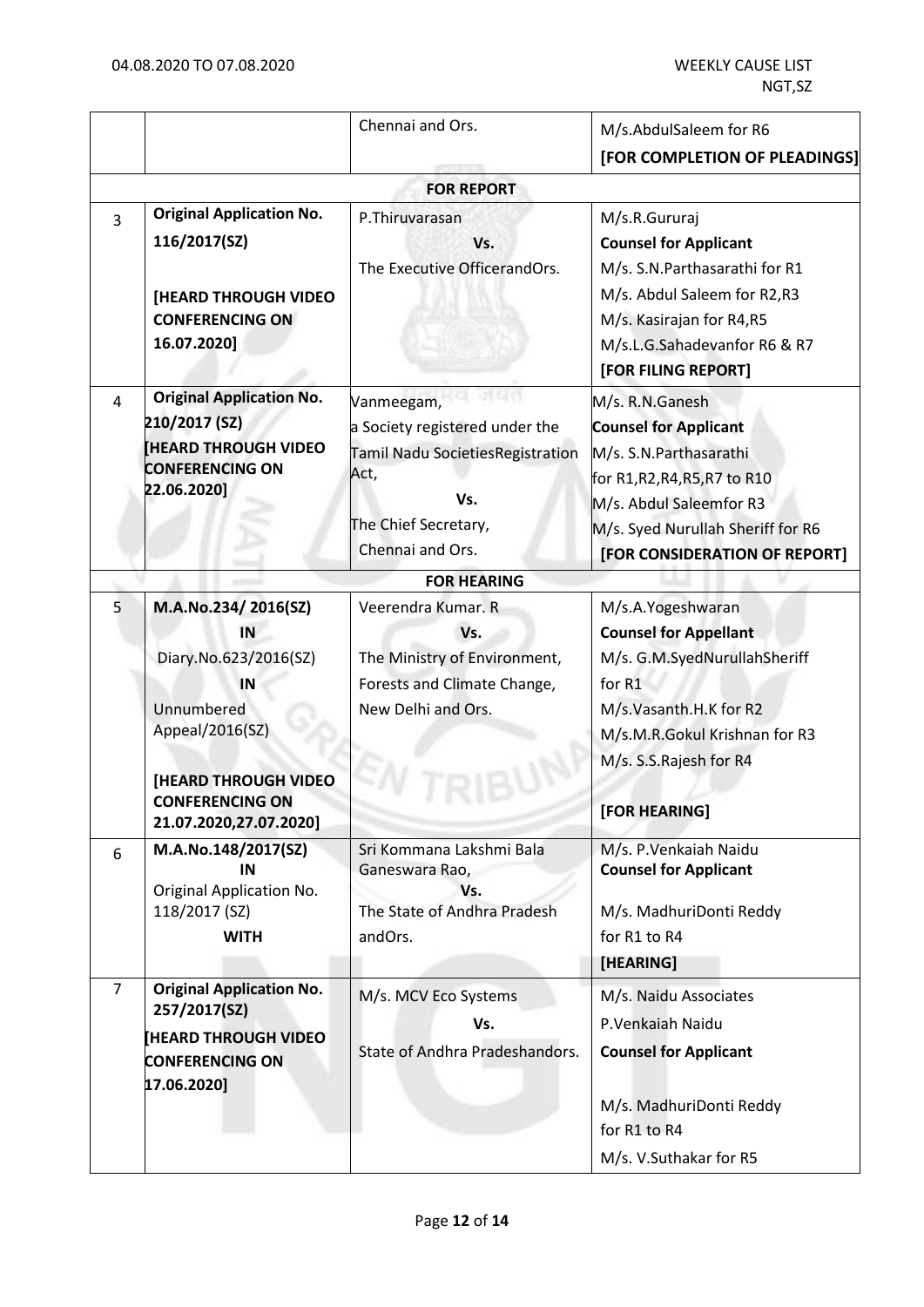| | | | |
|---|---|---|---|
| | | Chennai and Ors. | M/s.AbdulSaleem for R6 **[FOR COMPLETION OF PLEADINGS]** |
| | | **FOR REPORT** | |
| 3 | **Original Application No. 116/2017(SZ)** **[HEARD THROUGH VIDEO CONFERENCING ON 16.07.2020]** | P.Thiruvarasan **Vs.** The Executive OfficerandOrs. | M/s.R.Gururaj **Counsel for Applicant** M/s. S.N.Parthasarathi for R1 M/s. Abdul Saleem for R2,R3 M/s. Kasirajan for R4,R5 M/s.L.G.Sahadevanfor R6 & R7 **[FOR FILING REPORT]** |
| 4 | **Original Application No. 210/2017 (SZ)** **[HEARD THROUGH VIDEO CONFERENCING ON 22.06.2020]** | Vanmeegam, a Society registered under the Tamil Nadu SocietiesRegistration Act, **Vs.** The Chief Secretary, Chennai and Ors. | M/s. R.N.Ganesh **Counsel for Applicant** M/s. S.N.Parthasarathi for R1,R2,R4,R5,R7 to R10 M/s. Abdul Saleemfor R3 M/s. Syed Nurullah Sheriff for R6 **[FOR CONSIDERATION OF REPORT]** |
| | | **FOR HEARING** | |
| 5 | **M.A.No.234/ 2016(SZ)** **IN** Diary.No.623/2016(SZ) **IN** Unnumbered Appeal/2016(SZ) **[HEARD THROUGH VIDEO CONFERENCING ON 21.07.2020,27.07.2020]** | Veerendra Kumar. R **Vs.** The Ministry of Environment, Forests and Climate Change, New Delhi and Ors. | M/s.A.Yogeshwaran **Counsel for Appellant** M/s. G.M.SyedNurullahSheriff for R1 M/s.Vasanth.H.K for R2 M/s.M.R.Gokul Krishnan for R3 M/s. S.S.Rajesh for R4 **[FOR HEARING]** |
| 6 | **M.A.No.148/2017(SZ)** **IN** Original Application No. 118/2017 (SZ) **WITH** | Sri Kommana Lakshmi Bala Ganeswara Rao, **Vs.** The State of Andhra Pradesh andOrs. | M/s. P.Venkaiah Naidu **Counsel for Applicant** M/s. MadhuriDonti Reddy for R1 to R4 **[HEARING]** |
| 7 | **Original Application No. 257/2017(SZ)** **[HEARD THROUGH VIDEO CONFERENCING ON 17.06.2020]** | M/s. MCV Eco Systems **Vs.** State of Andhra Pradeshandors. | M/s. Naidu Associates P.Venkaiah Naidu **Counsel for Applicant** M/s. MadhuriDonti Reddy for R1 to R4 M/s. V.Suthakar for R5 |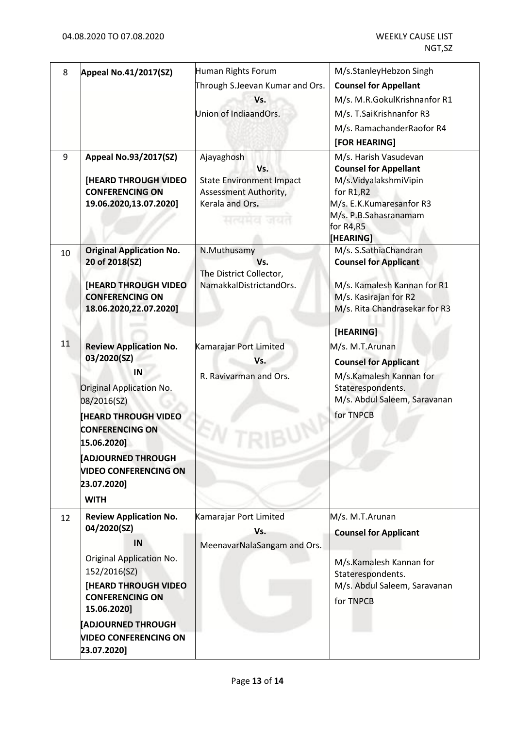| 8 | **Appeal No.41/2017(SZ)** | Human Rights Forum<br>Through S.Jeevan Kumar and Ors.<br>**Vs.**<br>Union of IndiaandOrs. | M/s.StanleyHebzon Singh<br>**Counsel for Appellant**<br>M/s. M.R.GokulKrishnanfor R1<br>M/s. T.SaiKrishnanfor R3<br>M/s. RamachanderRaofor R4<br>**[FOR HEARING]** |
|---|---|---|---|
| 9 | **Appeal No.93/2017(SZ)**<br><br>**[HEARD THROUGH VIDEO CONFERENCING ON 19.06.2020,13.07.2020]** | Ajayaghosh<br>**Vs.**<br>State Environment Impact Assessment Authority, Kerala and Ors. | M/s. Harish Vasudevan<br>**Counsel for Appellant**<br>M/s.VidyalakshmiVipin for R1,R2<br>M/s. E.K.Kumaresanfor R3<br>M/s. P.B.Sahasranamam for R4,R5<br>**[HEARING]** |
| 10 | **Original Application No. 20 of 2018(SZ)**<br><br>**[HEARD THROUGH VIDEO CONFERENCING ON 18.06.2020,22.07.2020]** | N.Muthusamy<br>**Vs.**<br>The District Collector, NamakkalDistrictandOrs. | M/s. S.SathiaChandran<br>**Counsel for Applicant**<br><br>M/s. Kamalesh Kannan for R1<br>M/s. Kasirajan for R2<br>M/s. Rita Chandrasekar for R3<br><br>**[HEARING]** |
| 11 | **Review Application No. 03/2020(SZ)**<br>**IN**<br>Original Application No. 08/2016(SZ)<br>**[HEARD THROUGH VIDEO CONFERENCING ON 15.06.2020]**<br>**[ADJOURNED THROUGH VIDEO CONFERENCING ON 23.07.2020]**<br>**WITH** | Kamarajar Port Limited<br>**Vs.**<br>R. Ravivarman and Ors. | M/s. M.T.Arunan<br>**Counsel for Applicant**<br>M/s.Kamalesh Kannan for Staterespondents.<br>M/s. Abdul Saleem, Saravanan for TNPCB |
| 12 | **Review Application No. 04/2020(SZ)**<br>**IN**<br>Original Application No. 152/2016(SZ)<br>**[HEARD THROUGH VIDEO CONFERENCING ON 15.06.2020]**<br>**[ADJOURNED THROUGH VIDEO CONFERENCING ON 23.07.2020]** | Kamarajar Port Limited<br>**Vs.**<br>MeenavarNalaSangam and Ors. | M/s. M.T.Arunan<br>**Counsel for Applicant**<br><br>M/s.Kamalesh Kannan for Staterespondents.<br>M/s. Abdul Saleem, Saravanan for TNPCB |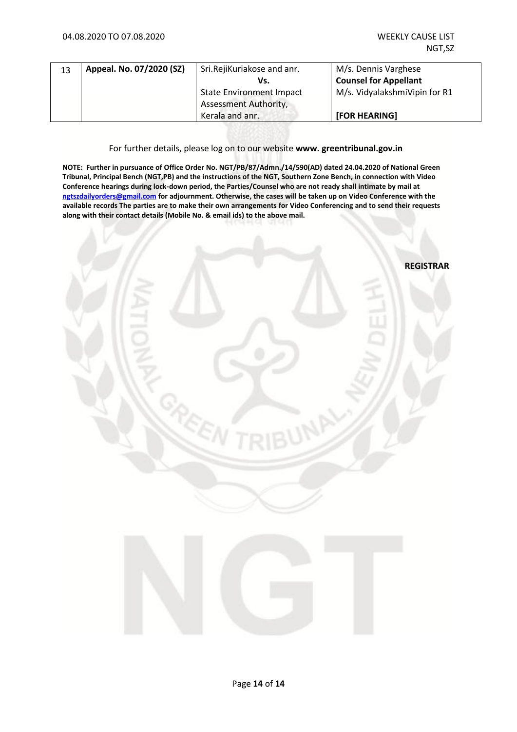| | | | |
|---|---|---|---|
| 13 | **Appeal. No. 07/2020 (SZ)** | Sri.RejiKuriakose and anr.<br>**Vs.**<br>State Environment Impact Assessment Authority, Kerala and anr. | M/s. Dennis Varghese<br>**Counsel for Appellant**<br>M/s. VidyalakshmiVipin for R1<br><br>**[FOR HEARING]** |

For further details, please log on to our website **www. greentribunal.gov.in**

**NOTE: Further in pursuance of Office Order No. NGT/PB/87/Admn./14/590(AD) dated 24.04.2020 of National Green Tribunal, Principal Bench (NGT,PB) and the instructions of the NGT, Southern Zone Bench, in connection with Video Conference hearings during lock-down period, the Parties/Counsel who are not ready shall intimate by mail at ngtszdailyorders@gmail.com for adjournment. Otherwise, the cases will be taken up on Video Conference with the available records The parties are to make their own arrangements for Video Conferencing and to send their requests along with their contact details (Mobile No. & email ids) to the above mail.**

**REGISTRAR**